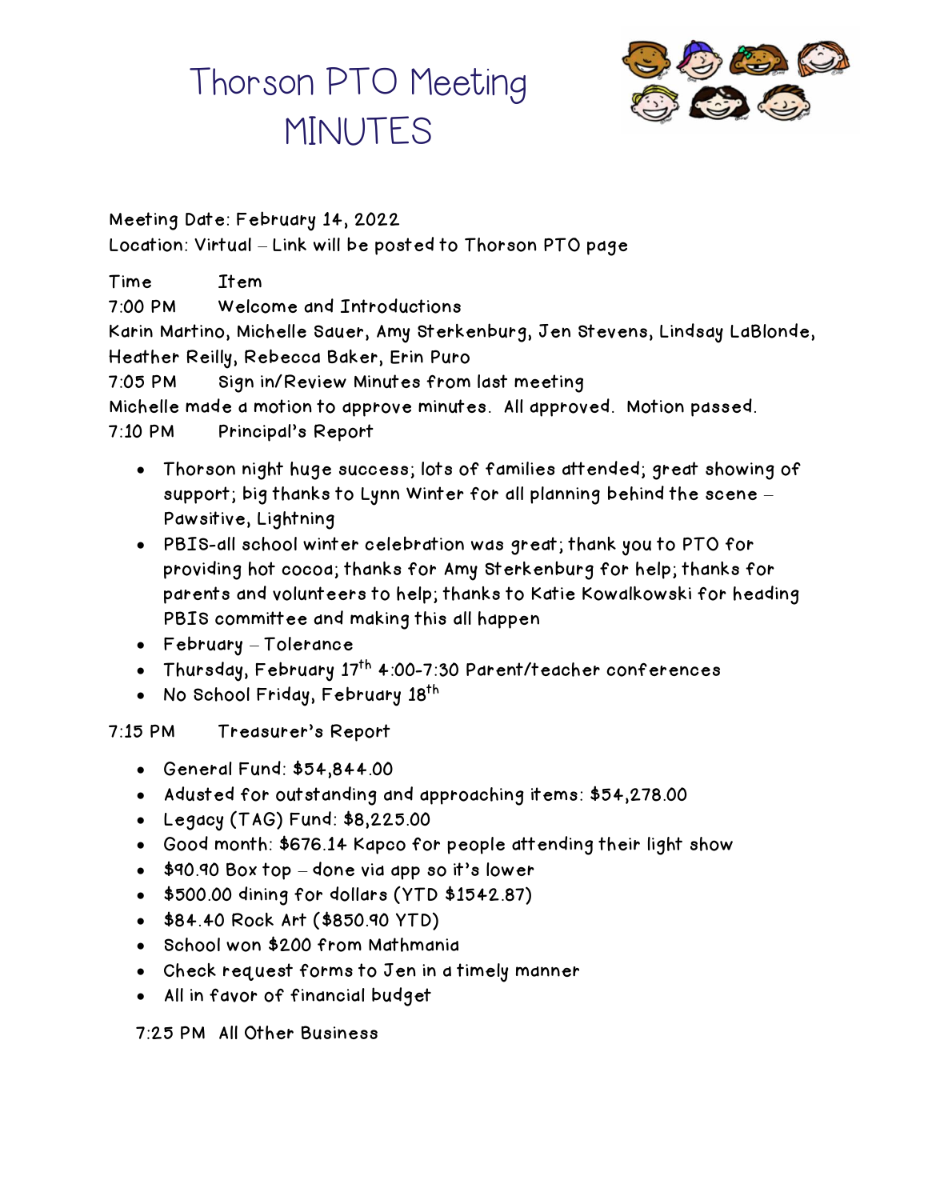# Thorson PTO Meeting MINUTES

Meeting Date: February 14, 2022
Location: Virtual – Link will be posted to Thorson PTO page

Time Item

7:00 PM Welcome and Introductions

Karin Martino, Michelle Sauer, Amy Sterkenburg, Jen Stevens, Lindsay LaBlonde, Heather Reilly, Rebecca Baker, Erin Puro

7:05 PM Sign in/Review Minutes from last meeting

Michelle made a motion to approve minutes. All approved. Motion passed.

7:10 PM Principal's Report

- Thorson night huge success; lots of families attended; great showing of support; big thanks to Lynn Winter for all planning behind the scene – Pawsitive, Lightning
- PBIS-all school winter celebration was great; thank you to PTO for providing hot cocoa; thanks for Amy Sterkenburg for help; thanks for parents and volunteers to help; thanks to Katie Kowalkowski for heading PBIS committee and making this all happen
- February – Tolerance
- Thursday, February 17th 4:00-7:30 Parent/teacher conferences
- No School Friday, February 18th

7:15 PM Treasurer's Report

- General Fund: $54,844.00
- Adusted for outstanding and approaching items: $54,278.00
- Legacy (TAG) Fund: $8,225.00
- Good month: $676.14 Kapco for people attending their light show
- $90.90 Box top – done via app so it's lower
- $500.00 dining for dollars (YTD $1542.87)
- $84.40 Rock Art ($850.90 YTD)
- School won $200 from Mathmania
- Check request forms to Jen in a timely manner
- All in favor of financial budget

7:25 PM All Other Business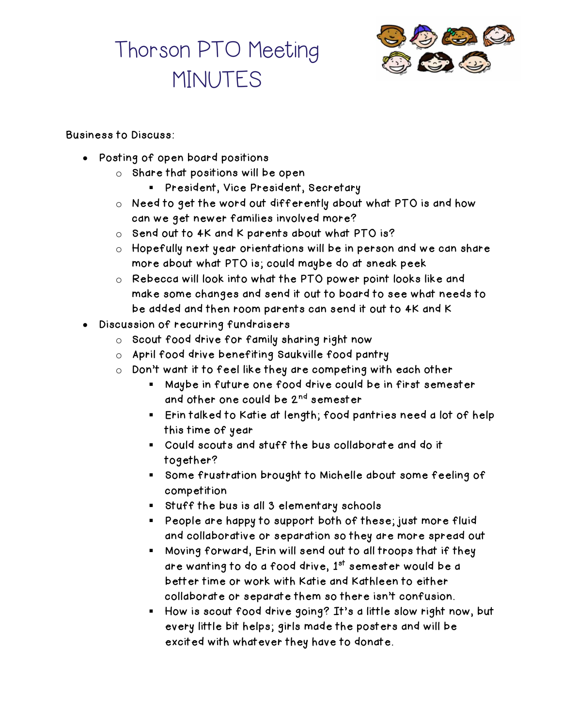# Thorson PTO Meeting MINUTES

Business to Discuss:

- Posting of open board positions
  - Share that positions will be open
    - President, Vice President, Secretary
  - Need to get the word out differently about what PTO is and how can we get newer families involved more?
  - Send out to 4K and K parents about what PTO is?
  - Hopefully next year orientations will be in person and we can share more about what PTO is; could maybe do at sneak peek
  - Rebecca will look into what the PTO power point looks like and make some changes and send it out to board to see what needs to be added and then room parents can send it out to 4K and K
- Discussion of recurring fundraisers
  - Scout food drive for family sharing right now
  - April food drive benefiting Saukville food pantry
  - Don't want it to feel like they are competing with each other
    - Maybe in future one food drive could be in first semester and other one could be 2nd semester
    - Erin talked to Katie at length; food pantries need a lot of help this time of year
    - Could scouts and stuff the bus collaborate and do it together?
    - Some frustration brought to Michelle about some feeling of competition
    - Stuff the bus is all 3 elementary schools
    - People are happy to support both of these; just more fluid and collaborative or separation so they are more spread out
    - Moving forward, Erin will send out to all troops that if they are wanting to do a food drive, 1st semester would be a better time or work with Katie and Kathleen to either collaborate or separate them so there isn't confusion.
    - How is scout food drive going? It's a little slow right now, but every little bit helps; girls made the posters and will be excited with whatever they have to donate.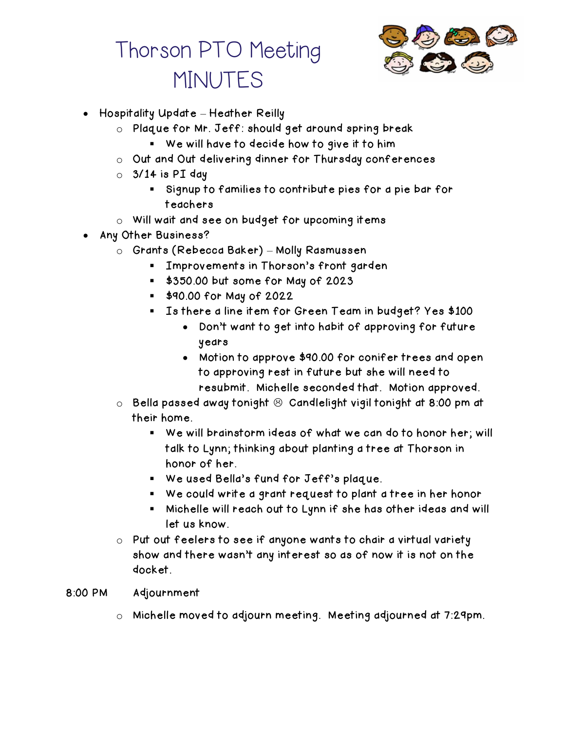# Thorson PTO Meeting MINUTES

- Hospitality Update – Heather Reilly
  - Plaque for Mr. Jeff: should get around spring break
    - We will have to decide how to give it to him
  - Out and Out delivering dinner for Thursday conferences
  - 3/14 is PI day
    - Signup to families to contribute pies for a pie bar for teachers
  - Will wait and see on budget for upcoming items
- Any Other Business?
  - Grants (Rebecca Baker) – Molly Rasmussen
    - Improvements in Thorson's front garden
    - $350.00 but some for May of 2023
    - $90.00 for May of 2022
    - Is there a line item for Green Team in budget? Yes $100
      - Don't want to get into habit of approving for future years
      - Motion to approve $90.00 for conifer trees and open to approving rest in future but she will need to resubmit. Michelle seconded that. Motion approved.
  - Bella passed away tonight ☹ Candlelight vigil tonight at 8:00 pm at their home.
    - We will brainstorm ideas of what we can do to honor her; will talk to Lynn; thinking about planting a tree at Thorson in honor of her.
    - We used Bella's fund for Jeff's plaque.
    - We could write a grant request to plant a tree in her honor
    - Michelle will reach out to Lynn if she has other ideas and will let us know.
  - Put out feelers to see if anyone wants to chair a virtual variety show and there wasn't any interest so as of now it is not on the docket.

8:00 PM Adjournment

- Michelle moved to adjourn meeting. Meeting adjourned at 7:29pm.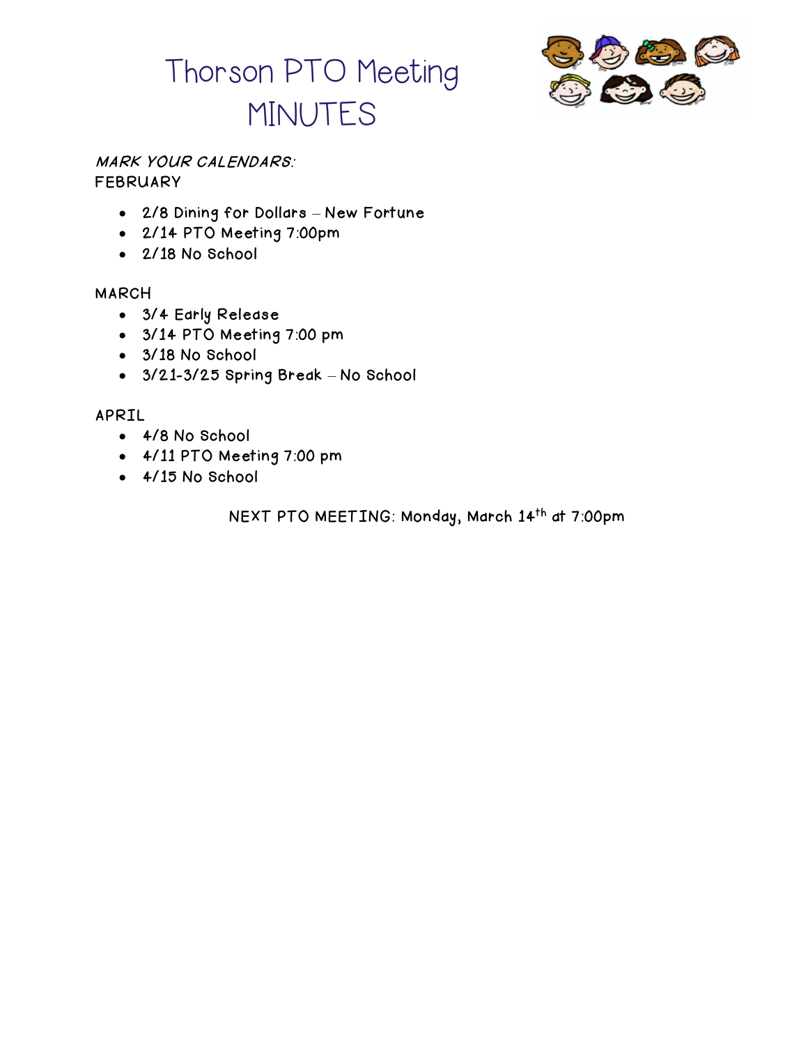# Thorson PTO Meeting MINUTES

***MARK YOUR CALENDARS:***

FEBRUARY

- 2/8 Dining for Dollars – New Fortune
- 2/14 PTO Meeting 7:00pm
- 2/18 No School

MARCH

- 3/4 Early Release
- 3/14 PTO Meeting 7:00 pm
- 3/18 No School
- 3/21-3/25 Spring Break – No School

APRIL

- 4/8 No School
- 4/11 PTO Meeting 7:00 pm
- 4/15 No School

NEXT PTO MEETING: Monday, March 14th at 7:00pm